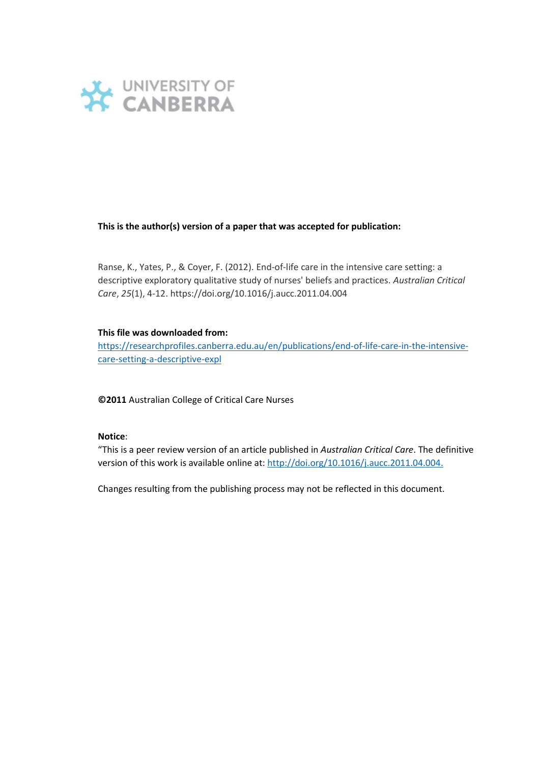UNIVERSITY OF CANBERRA

**This is the author(s) version of a paper that was accepted for publication:**

Ranse, K., Yates, P., & Coyer, F. (2012). End-of-life care in the intensive care setting: a descriptive exploratory qualitative study of nurses' beliefs and practices. *Australian Critical Care*, *25*(1), 4-12. https://doi.org/10.1016/j.aucc.2011.04.004

**This file was downloaded from:**
https://researchprofiles.canberra.edu.au/en/publications/end-of-life-care-in-the-intensive-care-setting-a-descriptive-expl

**©2011** Australian College of Critical Care Nurses

**Notice**:
"This is a peer review version of an article published in *Australian Critical Care*. The definitive version of this work is available online at: http://doi.org/10.1016/j.aucc.2011.04.004.

Changes resulting from the publishing process may not be reflected in this document.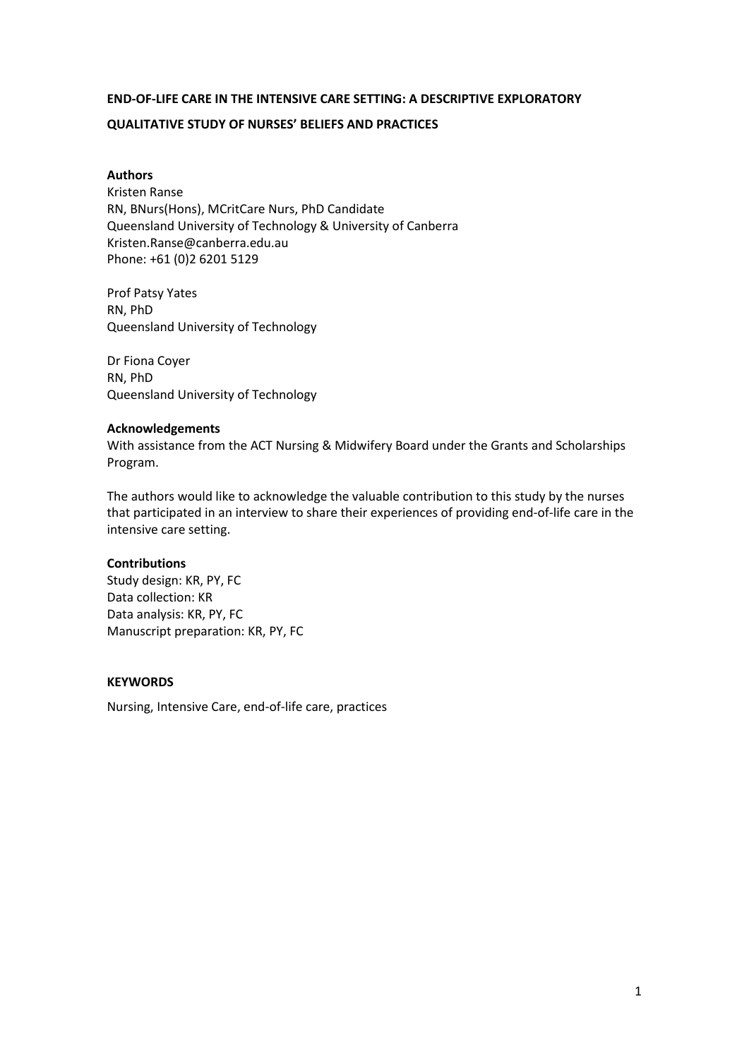**END-OF-LIFE CARE IN THE INTENSIVE CARE SETTING: A DESCRIPTIVE EXPLORATORY QUALITATIVE STUDY OF NURSES' BELIEFS AND PRACTICES**

**Authors**

Kristen Ranse
RN, BNurs(Hons), MCritCare Nurs, PhD Candidate
Queensland University of Technology & University of Canberra
Kristen.Ranse@canberra.edu.au
Phone: +61 (0)2 6201 5129

Prof Patsy Yates
RN, PhD
Queensland University of Technology

Dr Fiona Coyer
RN, PhD
Queensland University of Technology

**Acknowledgements**

With assistance from the ACT Nursing & Midwifery Board under the Grants and Scholarships Program.

The authors would like to acknowledge the valuable contribution to this study by the nurses that participated in an interview to share their experiences of providing end-of-life care in the intensive care setting.

**Contributions**

Study design: KR, PY, FC
Data collection: KR
Data analysis: KR, PY, FC
Manuscript preparation: KR, PY, FC

**KEYWORDS**

Nursing, Intensive Care, end-of-life care, practices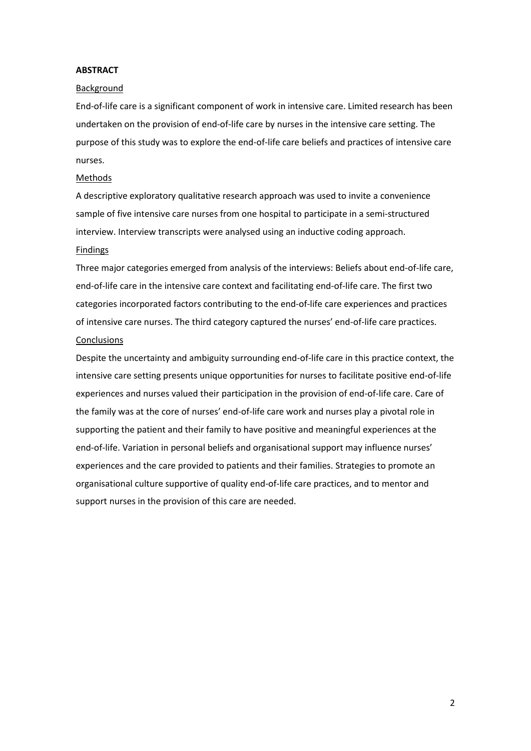## ABSTRACT

### Background

End-of-life care is a significant component of work in intensive care. Limited research has been undertaken on the provision of end-of-life care by nurses in the intensive care setting. The purpose of this study was to explore the end-of-life care beliefs and practices of intensive care nurses.

### Methods

A descriptive exploratory qualitative research approach was used to invite a convenience sample of five intensive care nurses from one hospital to participate in a semi-structured interview. Interview transcripts were analysed using an inductive coding approach.

### Findings

Three major categories emerged from analysis of the interviews: Beliefs about end-of-life care, end-of-life care in the intensive care context and facilitating end-of-life care. The first two categories incorporated factors contributing to the end-of-life care experiences and practices of intensive care nurses. The third category captured the nurses' end-of-life care practices.

### Conclusions

Despite the uncertainty and ambiguity surrounding end-of-life care in this practice context, the intensive care setting presents unique opportunities for nurses to facilitate positive end-of-life experiences and nurses valued their participation in the provision of end-of-life care. Care of the family was at the core of nurses' end-of-life care work and nurses play a pivotal role in supporting the patient and their family to have positive and meaningful experiences at the end-of-life. Variation in personal beliefs and organisational support may influence nurses' experiences and the care provided to patients and their families. Strategies to promote an organisational culture supportive of quality end-of-life care practices, and to mentor and support nurses in the provision of this care are needed.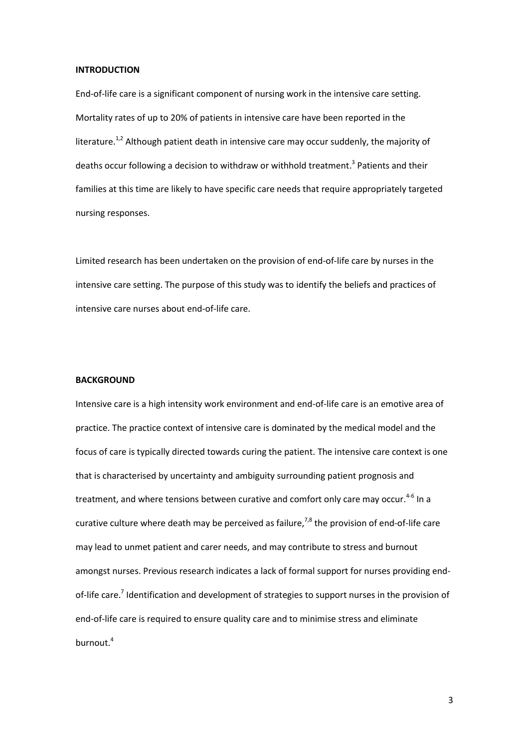## INTRODUCTION

End-of-life care is a significant component of nursing work in the intensive care setting. Mortality rates of up to 20% of patients in intensive care have been reported in the literature.[1,2] Although patient death in intensive care may occur suddenly, the majority of deaths occur following a decision to withdraw or withhold treatment.[3] Patients and their families at this time are likely to have specific care needs that require appropriately targeted nursing responses.

Limited research has been undertaken on the provision of end-of-life care by nurses in the intensive care setting. The purpose of this study was to identify the beliefs and practices of intensive care nurses about end-of-life care.

## BACKGROUND

Intensive care is a high intensity work environment and end-of-life care is an emotive area of practice. The practice context of intensive care is dominated by the medical model and the focus of care is typically directed towards curing the patient. The intensive care context is one that is characterised by uncertainty and ambiguity surrounding patient prognosis and treatment, and where tensions between curative and comfort only care may occur.[4-6] In a curative culture where death may be perceived as failure,[7,8] the provision of end-of-life care may lead to unmet patient and carer needs, and may contribute to stress and burnout amongst nurses. Previous research indicates a lack of formal support for nurses providing end-of-life care.[7] Identification and development of strategies to support nurses in the provision of end-of-life care is required to ensure quality care and to minimise stress and eliminate burnout.[4]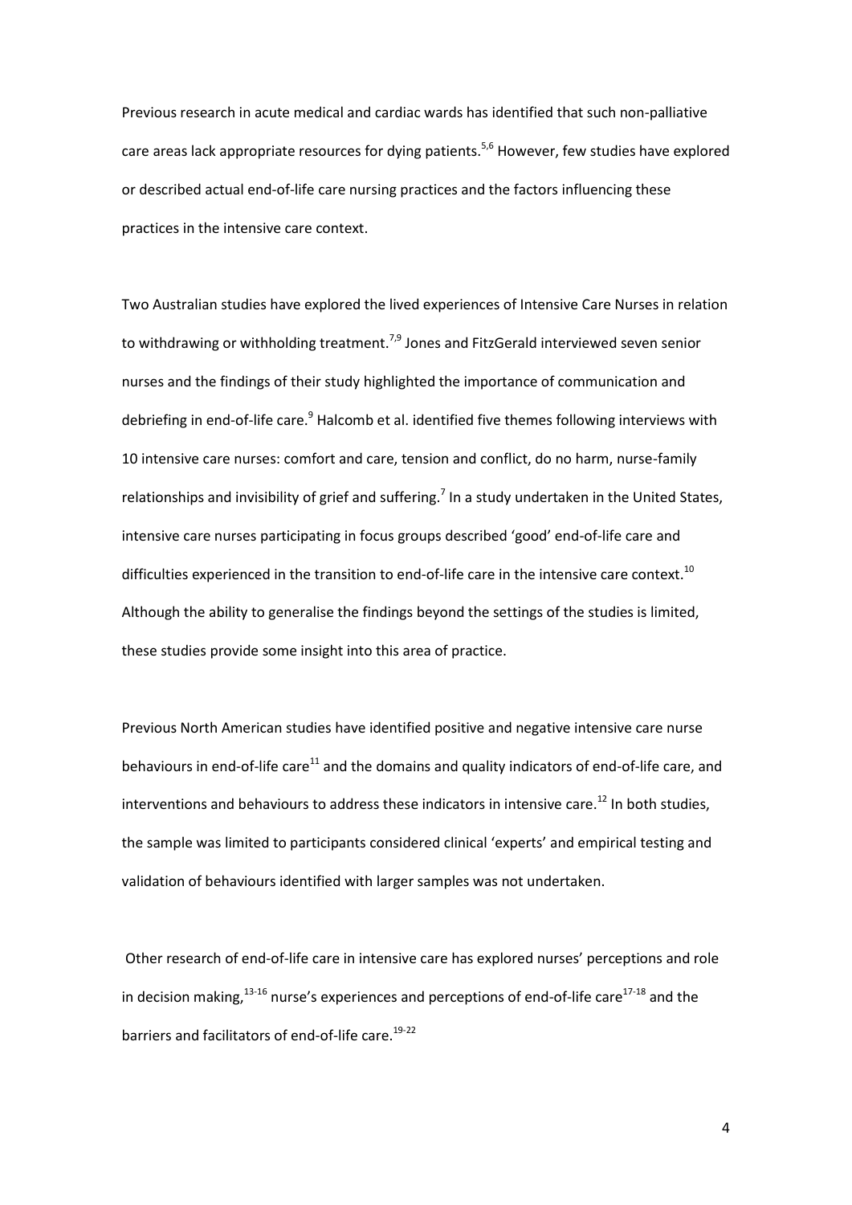Previous research in acute medical and cardiac wards has identified that such non-palliative care areas lack appropriate resources for dying patients.[5,6] However, few studies have explored or described actual end-of-life care nursing practices and the factors influencing these practices in the intensive care context.

Two Australian studies have explored the lived experiences of Intensive Care Nurses in relation to withdrawing or withholding treatment.[7,9] Jones and FitzGerald interviewed seven senior nurses and the findings of their study highlighted the importance of communication and debriefing in end-of-life care.[9] Halcomb et al. identified five themes following interviews with 10 intensive care nurses: comfort and care, tension and conflict, do no harm, nurse-family relationships and invisibility of grief and suffering.[7] In a study undertaken in the United States, intensive care nurses participating in focus groups described 'good' end-of-life care and difficulties experienced in the transition to end-of-life care in the intensive care context.[10] Although the ability to generalise the findings beyond the settings of the studies is limited, these studies provide some insight into this area of practice.

Previous North American studies have identified positive and negative intensive care nurse behaviours in end-of-life care[11] and the domains and quality indicators of end-of-life care, and interventions and behaviours to address these indicators in intensive care.[12] In both studies, the sample was limited to participants considered clinical 'experts' and empirical testing and validation of behaviours identified with larger samples was not undertaken.

Other research of end-of-life care in intensive care has explored nurses' perceptions and role in decision making,[13-16] nurse's experiences and perceptions of end-of-life care[17-18] and the barriers and facilitators of end-of-life care.[19-22]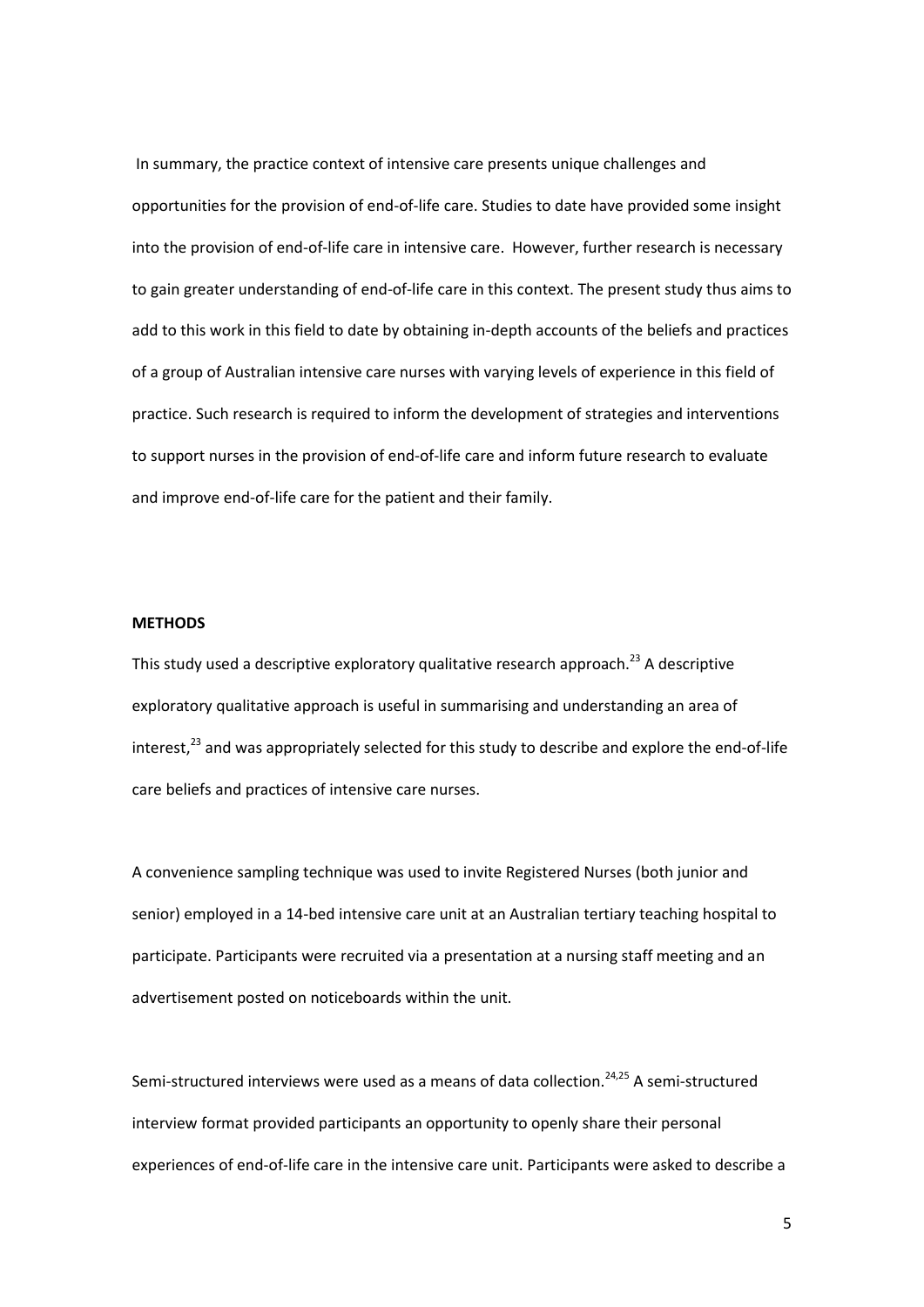In summary, the practice context of intensive care presents unique challenges and opportunities for the provision of end-of-life care. Studies to date have provided some insight into the provision of end-of-life care in intensive care. However, further research is necessary to gain greater understanding of end-of-life care in this context. The present study thus aims to add to this work in this field to date by obtaining in-depth accounts of the beliefs and practices of a group of Australian intensive care nurses with varying levels of experience in this field of practice. Such research is required to inform the development of strategies and interventions to support nurses in the provision of end-of-life care and inform future research to evaluate and improve end-of-life care for the patient and their family.

## METHODS

This study used a descriptive exploratory qualitative research approach.[23] A descriptive exploratory qualitative approach is useful in summarising and understanding an area of interest,[23] and was appropriately selected for this study to describe and explore the end-of-life care beliefs and practices of intensive care nurses.

A convenience sampling technique was used to invite Registered Nurses (both junior and senior) employed in a 14-bed intensive care unit at an Australian tertiary teaching hospital to participate. Participants were recruited via a presentation at a nursing staff meeting and an advertisement posted on noticeboards within the unit.

Semi-structured interviews were used as a means of data collection.[24,25] A semi-structured interview format provided participants an opportunity to openly share their personal experiences of end-of-life care in the intensive care unit. Participants were asked to describe a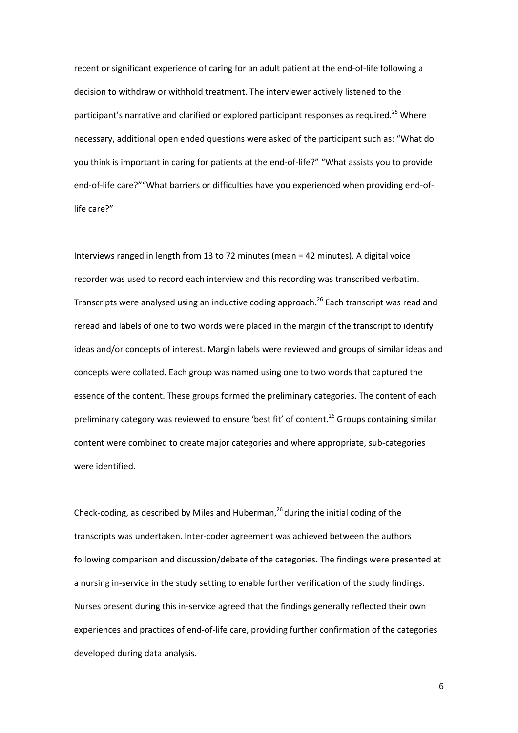recent or significant experience of caring for an adult patient at the end-of-life following a decision to withdraw or withhold treatment. The interviewer actively listened to the participant's narrative and clarified or explored participant responses as required.[25] Where necessary, additional open ended questions were asked of the participant such as: "What do you think is important in caring for patients at the end-of-life?" "What assists you to provide end-of-life care?""What barriers or difficulties have you experienced when providing end-of-life care?"

Interviews ranged in length from 13 to 72 minutes (mean = 42 minutes). A digital voice recorder was used to record each interview and this recording was transcribed verbatim. Transcripts were analysed using an inductive coding approach.[26] Each transcript was read and reread and labels of one to two words were placed in the margin of the transcript to identify ideas and/or concepts of interest. Margin labels were reviewed and groups of similar ideas and concepts were collated. Each group was named using one to two words that captured the essence of the content. These groups formed the preliminary categories. The content of each preliminary category was reviewed to ensure 'best fit' of content.[26] Groups containing similar content were combined to create major categories and where appropriate, sub-categories were identified.

Check-coding, as described by Miles and Huberman,[26] during the initial coding of the transcripts was undertaken. Inter-coder agreement was achieved between the authors following comparison and discussion/debate of the categories. The findings were presented at a nursing in-service in the study setting to enable further verification of the study findings. Nurses present during this in-service agreed that the findings generally reflected their own experiences and practices of end-of-life care, providing further confirmation of the categories developed during data analysis.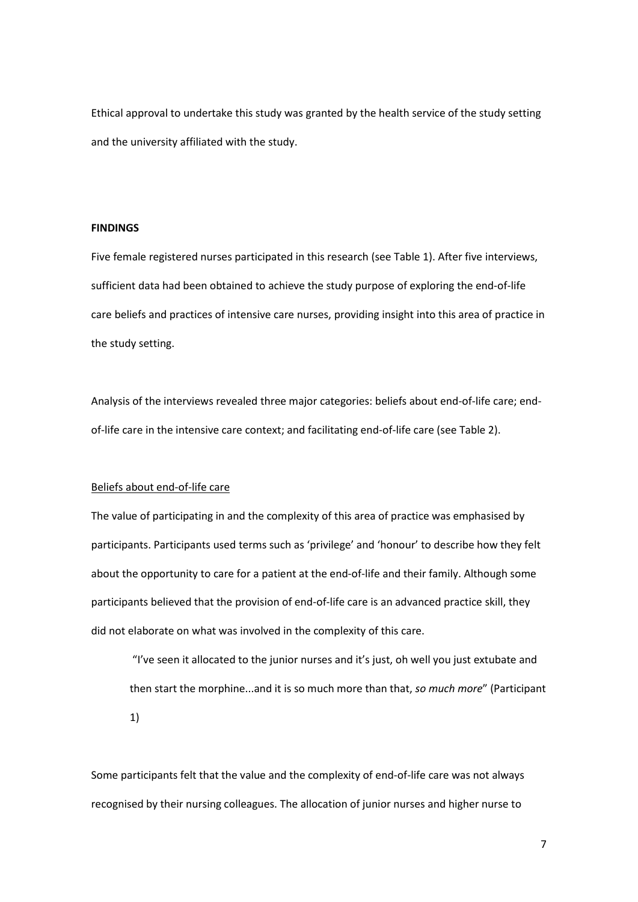Ethical approval to undertake this study was granted by the health service of the study setting and the university affiliated with the study.

**FINDINGS**

Five female registered nurses participated in this research (see Table 1). After five interviews, sufficient data had been obtained to achieve the study purpose of exploring the end-of-life care beliefs and practices of intensive care nurses, providing insight into this area of practice in the study setting.

Analysis of the interviews revealed three major categories: beliefs about end-of-life care; end-of-life care in the intensive care context; and facilitating end-of-life care (see Table 2).

<u>Beliefs about end-of-life care</u>

The value of participating in and the complexity of this area of practice was emphasised by participants. Participants used terms such as 'privilege' and 'honour' to describe how they felt about the opportunity to care for a patient at the end-of-life and their family. Although some participants believed that the provision of end-of-life care is an advanced practice skill, they did not elaborate on what was involved in the complexity of this care.

> "I've seen it allocated to the junior nurses and it's just, oh well you just extubate and then start the morphine...and it is so much more than that, *so much more*" (Participant 1)

Some participants felt that the value and the complexity of end-of-life care was not always recognised by their nursing colleagues. The allocation of junior nurses and higher nurse to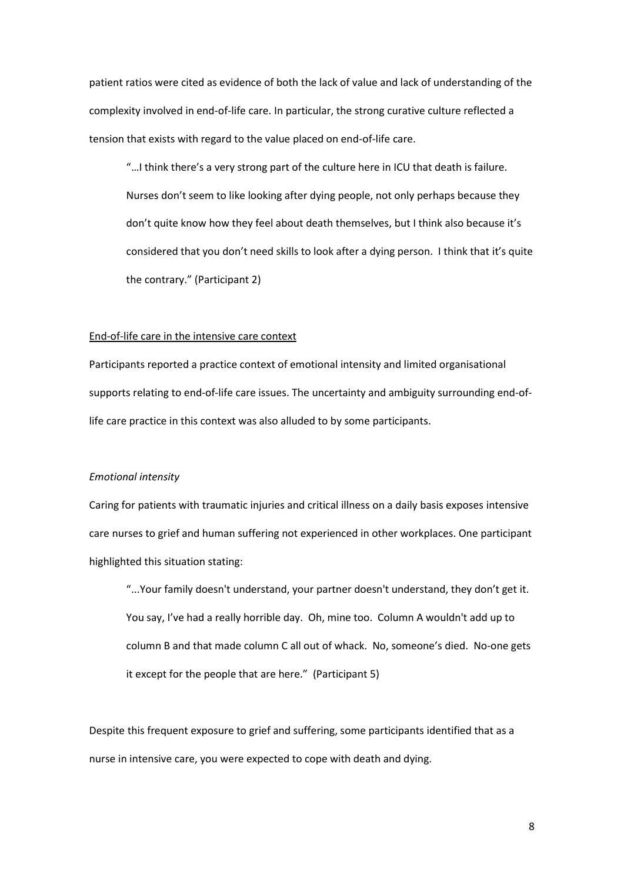patient ratios were cited as evidence of both the lack of value and lack of understanding of the complexity involved in end-of-life care. In particular, the strong curative culture reflected a tension that exists with regard to the value placed on end-of-life care.

> "…I think there's a very strong part of the culture here in ICU that death is failure. Nurses don't seem to like looking after dying people, not only perhaps because they don't quite know how they feel about death themselves, but I think also because it's considered that you don't need skills to look after a dying person. I think that it's quite the contrary." (Participant 2)

<u>End-of-life care in the intensive care context</u>

Participants reported a practice context of emotional intensity and limited organisational supports relating to end-of-life care issues. The uncertainty and ambiguity surrounding end-of-life care practice in this context was also alluded to by some participants.

*Emotional intensity*

Caring for patients with traumatic injuries and critical illness on a daily basis exposes intensive care nurses to grief and human suffering not experienced in other workplaces. One participant highlighted this situation stating:

> "...Your family doesn't understand, your partner doesn't understand, they don't get it. You say, I've had a really horrible day. Oh, mine too. Column A wouldn't add up to column B and that made column C all out of whack. No, someone's died. No-one gets it except for the people that are here." (Participant 5)

Despite this frequent exposure to grief and suffering, some participants identified that as a nurse in intensive care, you were expected to cope with death and dying.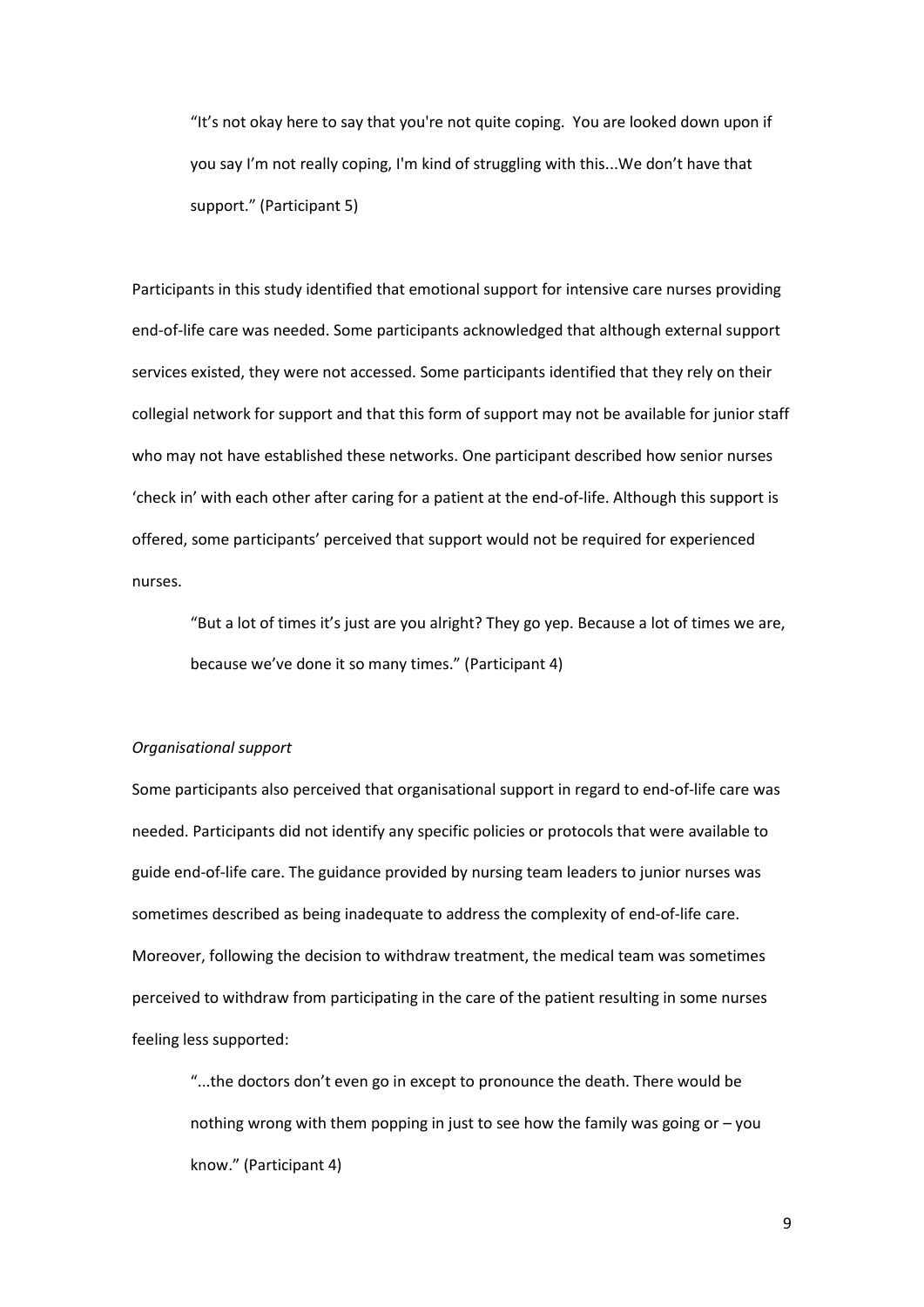> "It's not okay here to say that you're not quite coping. You are looked down upon if you say I'm not really coping, I'm kind of struggling with this...We don't have that support." (Participant 5)

Participants in this study identified that emotional support for intensive care nurses providing end-of-life care was needed. Some participants acknowledged that although external support services existed, they were not accessed. Some participants identified that they rely on their collegial network for support and that this form of support may not be available for junior staff who may not have established these networks. One participant described how senior nurses 'check in' with each other after caring for a patient at the end-of-life. Although this support is offered, some participants' perceived that support would not be required for experienced nurses.

> "But a lot of times it's just are you alright? They go yep. Because a lot of times we are, because we've done it so many times." (Participant 4)

*Organisational support*

Some participants also perceived that organisational support in regard to end-of-life care was needed. Participants did not identify any specific policies or protocols that were available to guide end-of-life care. The guidance provided by nursing team leaders to junior nurses was sometimes described as being inadequate to address the complexity of end-of-life care. Moreover, following the decision to withdraw treatment, the medical team was sometimes perceived to withdraw from participating in the care of the patient resulting in some nurses feeling less supported:

> "...the doctors don't even go in except to pronounce the death. There would be nothing wrong with them popping in just to see how the family was going or – you know." (Participant 4)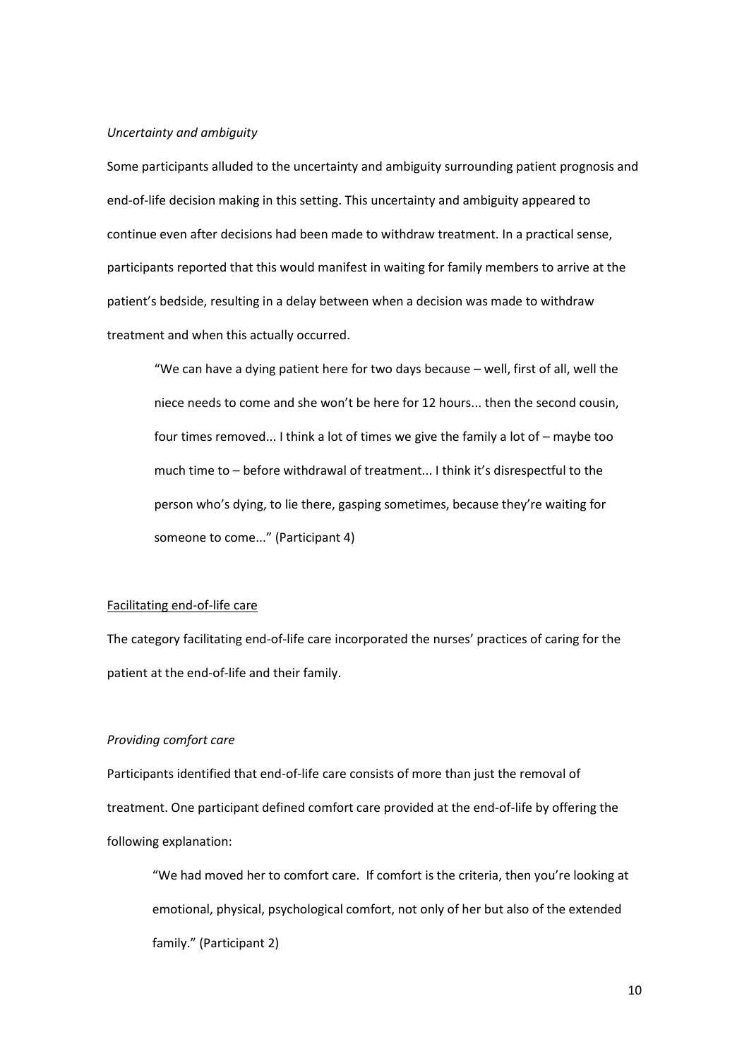*Uncertainty and ambiguity*

Some participants alluded to the uncertainty and ambiguity surrounding patient prognosis and end-of-life decision making in this setting. This uncertainty and ambiguity appeared to continue even after decisions had been made to withdraw treatment. In a practical sense, participants reported that this would manifest in waiting for family members to arrive at the patient's bedside, resulting in a delay between when a decision was made to withdraw treatment and when this actually occurred.

> "We can have a dying patient here for two days because – well, first of all, well the niece needs to come and she won't be here for 12 hours... then the second cousin, four times removed... I think a lot of times we give the family a lot of – maybe too much time to – before withdrawal of treatment... I think it's disrespectful to the person who's dying, to lie there, gasping sometimes, because they're waiting for someone to come..." (Participant 4)

<u>Facilitating end-of-life care</u>

The category facilitating end-of-life care incorporated the nurses' practices of caring for the patient at the end-of-life and their family.

*Providing comfort care*

Participants identified that end-of-life care consists of more than just the removal of treatment. One participant defined comfort care provided at the end-of-life by offering the following explanation:

> "We had moved her to comfort care. If comfort is the criteria, then you're looking at emotional, physical, psychological comfort, not only of her but also of the extended family." (Participant 2)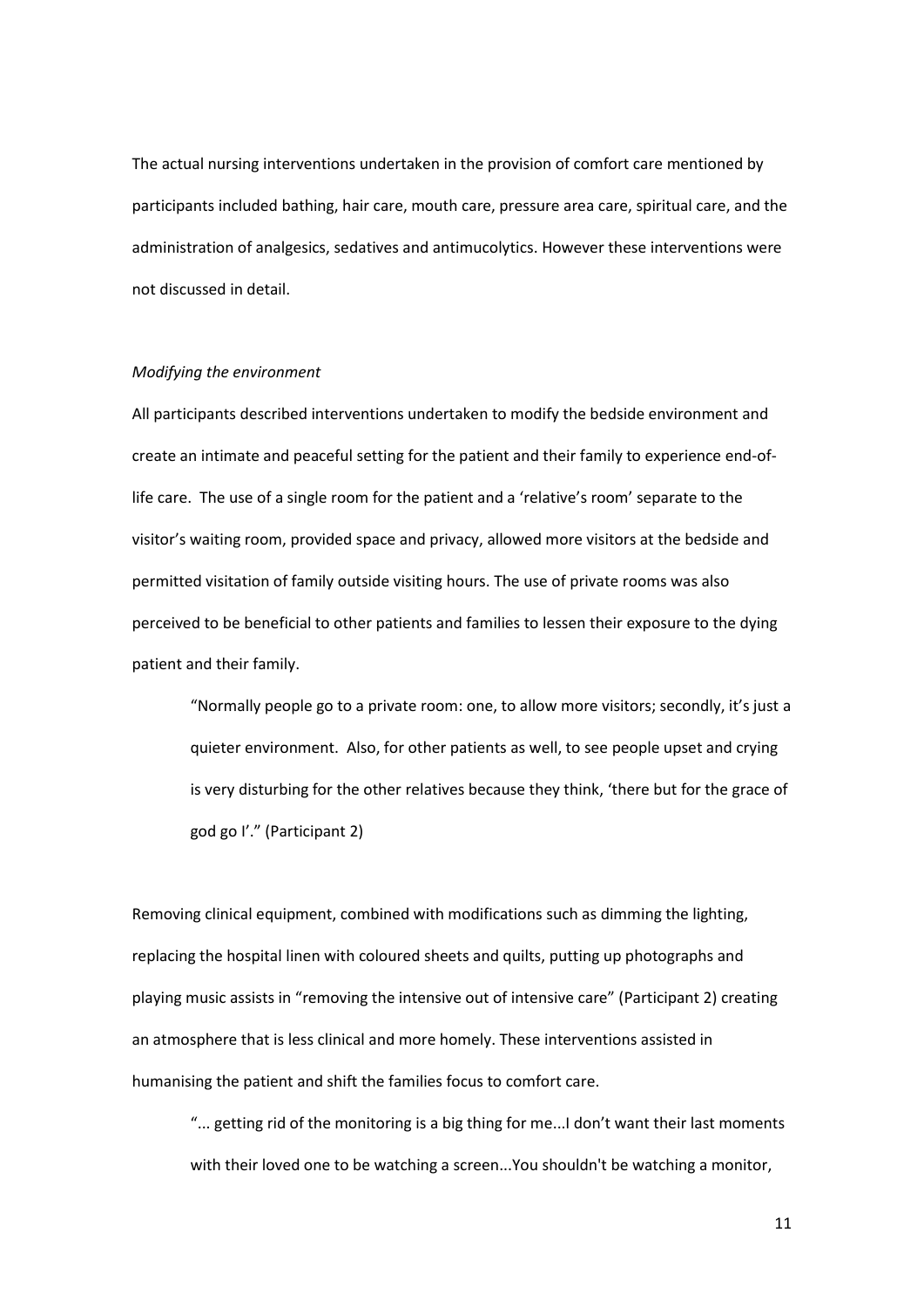The actual nursing interventions undertaken in the provision of comfort care mentioned by participants included bathing, hair care, mouth care, pressure area care, spiritual care, and the administration of analgesics, sedatives and antimucolytics. However these interventions were not discussed in detail.

*Modifying the environment*

All participants described interventions undertaken to modify the bedside environment and create an intimate and peaceful setting for the patient and their family to experience end-of-life care. The use of a single room for the patient and a 'relative's room' separate to the visitor's waiting room, provided space and privacy, allowed more visitors at the bedside and permitted visitation of family outside visiting hours. The use of private rooms was also perceived to be beneficial to other patients and families to lessen their exposure to the dying patient and their family.

> "Normally people go to a private room: one, to allow more visitors; secondly, it's just a quieter environment. Also, for other patients as well, to see people upset and crying is very disturbing for the other relatives because they think, 'there but for the grace of god go I'." (Participant 2)

Removing clinical equipment, combined with modifications such as dimming the lighting, replacing the hospital linen with coloured sheets and quilts, putting up photographs and playing music assists in "removing the intensive out of intensive care" (Participant 2) creating an atmosphere that is less clinical and more homely. These interventions assisted in humanising the patient and shift the families focus to comfort care.

> "... getting rid of the monitoring is a big thing for me...I don't want their last moments with their loved one to be watching a screen...You shouldn't be watching a monitor,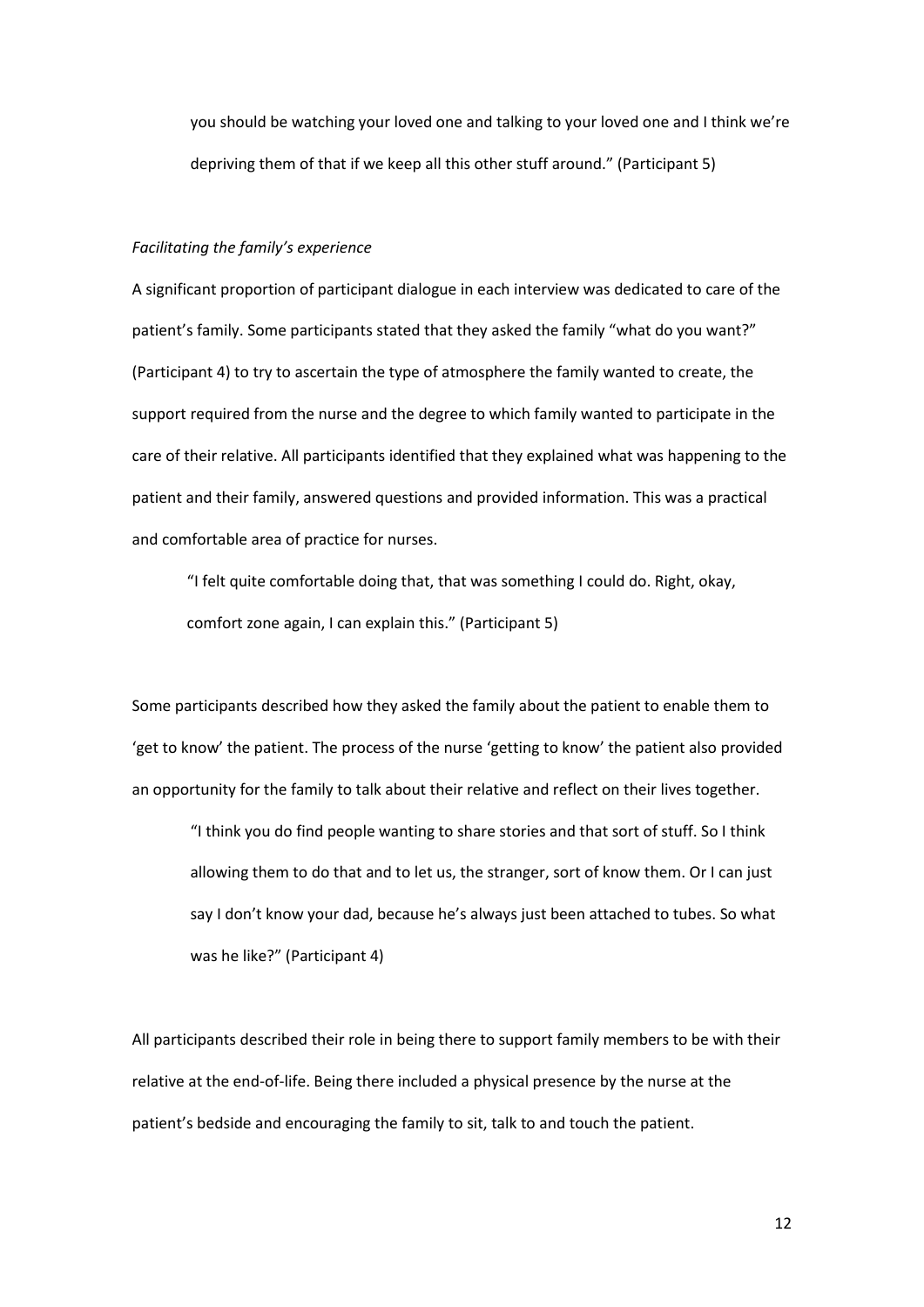> you should be watching your loved one and talking to your loved one and I think we're depriving them of that if we keep all this other stuff around." (Participant 5)

*Facilitating the family's experience*

A significant proportion of participant dialogue in each interview was dedicated to care of the patient's family. Some participants stated that they asked the family "what do you want?" (Participant 4) to try to ascertain the type of atmosphere the family wanted to create, the support required from the nurse and the degree to which family wanted to participate in the care of their relative. All participants identified that they explained what was happening to the patient and their family, answered questions and provided information. This was a practical and comfortable area of practice for nurses.

> "I felt quite comfortable doing that, that was something I could do. Right, okay, comfort zone again, I can explain this." (Participant 5)

Some participants described how they asked the family about the patient to enable them to 'get to know' the patient. The process of the nurse 'getting to know' the patient also provided an opportunity for the family to talk about their relative and reflect on their lives together.

> "I think you do find people wanting to share stories and that sort of stuff. So I think allowing them to do that and to let us, the stranger, sort of know them. Or I can just say I don't know your dad, because he's always just been attached to tubes. So what was he like?" (Participant 4)

All participants described their role in being there to support family members to be with their relative at the end-of-life. Being there included a physical presence by the nurse at the patient's bedside and encouraging the family to sit, talk to and touch the patient.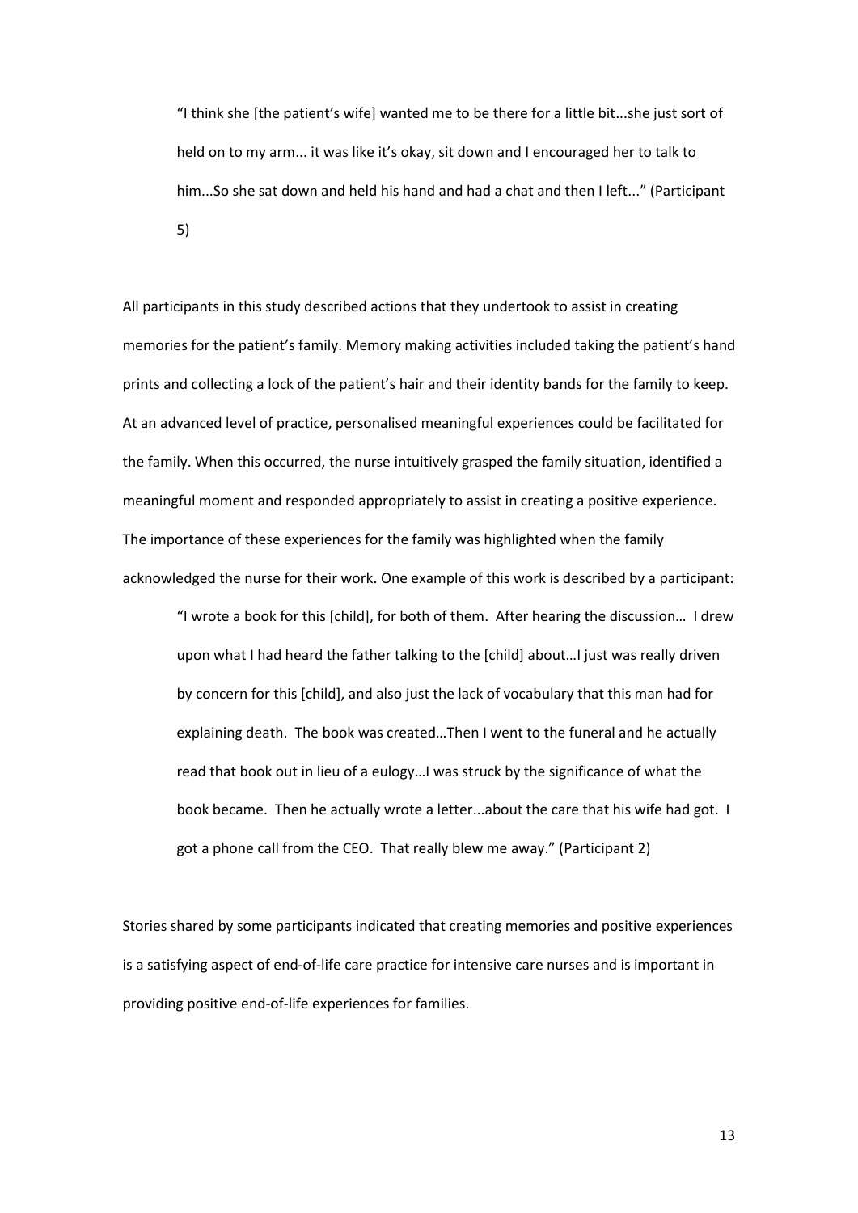> "I think she [the patient's wife] wanted me to be there for a little bit...she just sort of held on to my arm... it was like it's okay, sit down and I encouraged her to talk to him...So she sat down and held his hand and had a chat and then I left..." (Participant 5)

All participants in this study described actions that they undertook to assist in creating memories for the patient's family. Memory making activities included taking the patient's hand prints and collecting a lock of the patient's hair and their identity bands for the family to keep. At an advanced level of practice, personalised meaningful experiences could be facilitated for the family. When this occurred, the nurse intuitively grasped the family situation, identified a meaningful moment and responded appropriately to assist in creating a positive experience. The importance of these experiences for the family was highlighted when the family acknowledged the nurse for their work. One example of this work is described by a participant:

> "I wrote a book for this [child], for both of them. After hearing the discussion… I drew upon what I had heard the father talking to the [child] about…I just was really driven by concern for this [child], and also just the lack of vocabulary that this man had for explaining death. The book was created…Then I went to the funeral and he actually read that book out in lieu of a eulogy…I was struck by the significance of what the book became. Then he actually wrote a letter...about the care that his wife had got. I got a phone call from the CEO. That really blew me away." (Participant 2)

Stories shared by some participants indicated that creating memories and positive experiences is a satisfying aspect of end-of-life care practice for intensive care nurses and is important in providing positive end-of-life experiences for families.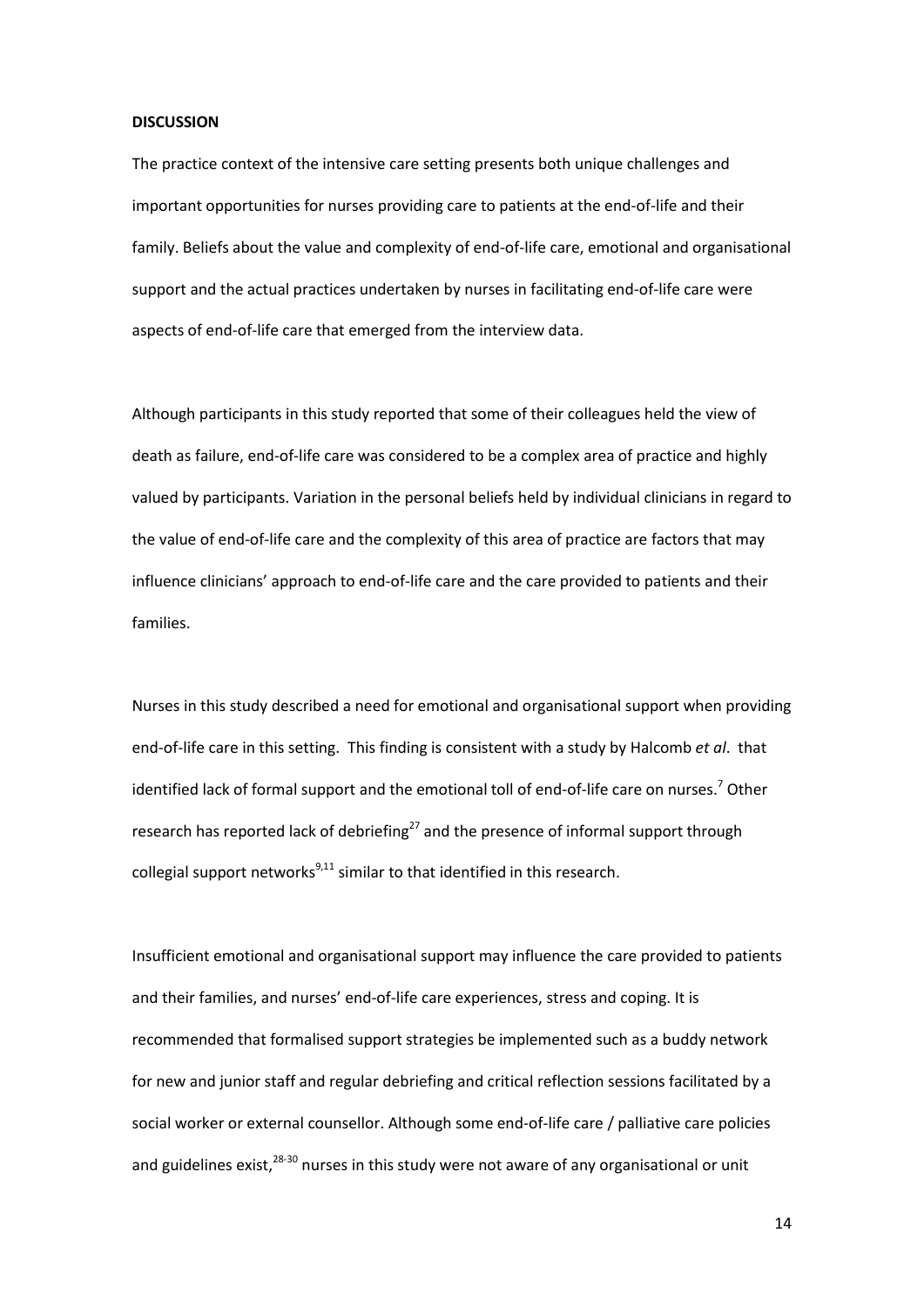**DISCUSSION**

The practice context of the intensive care setting presents both unique challenges and important opportunities for nurses providing care to patients at the end-of-life and their family. Beliefs about the value and complexity of end-of-life care, emotional and organisational support and the actual practices undertaken by nurses in facilitating end-of-life care were aspects of end-of-life care that emerged from the interview data.

Although participants in this study reported that some of their colleagues held the view of death as failure, end-of-life care was considered to be a complex area of practice and highly valued by participants. Variation in the personal beliefs held by individual clinicians in regard to the value of end-of-life care and the complexity of this area of practice are factors that may influence clinicians' approach to end-of-life care and the care provided to patients and their families.

Nurses in this study described a need for emotional and organisational support when providing end-of-life care in this setting. This finding is consistent with a study by Halcomb *et al*. that identified lack of formal support and the emotional toll of end-of-life care on nurses.[7] Other research has reported lack of debriefing[27] and the presence of informal support through collegial support networks[9,11] similar to that identified in this research.

Insufficient emotional and organisational support may influence the care provided to patients and their families, and nurses' end-of-life care experiences, stress and coping. It is recommended that formalised support strategies be implemented such as a buddy network for new and junior staff and regular debriefing and critical reflection sessions facilitated by a social worker or external counsellor. Although some end-of-life care / palliative care policies and guidelines exist,[28-30] nurses in this study were not aware of any organisational or unit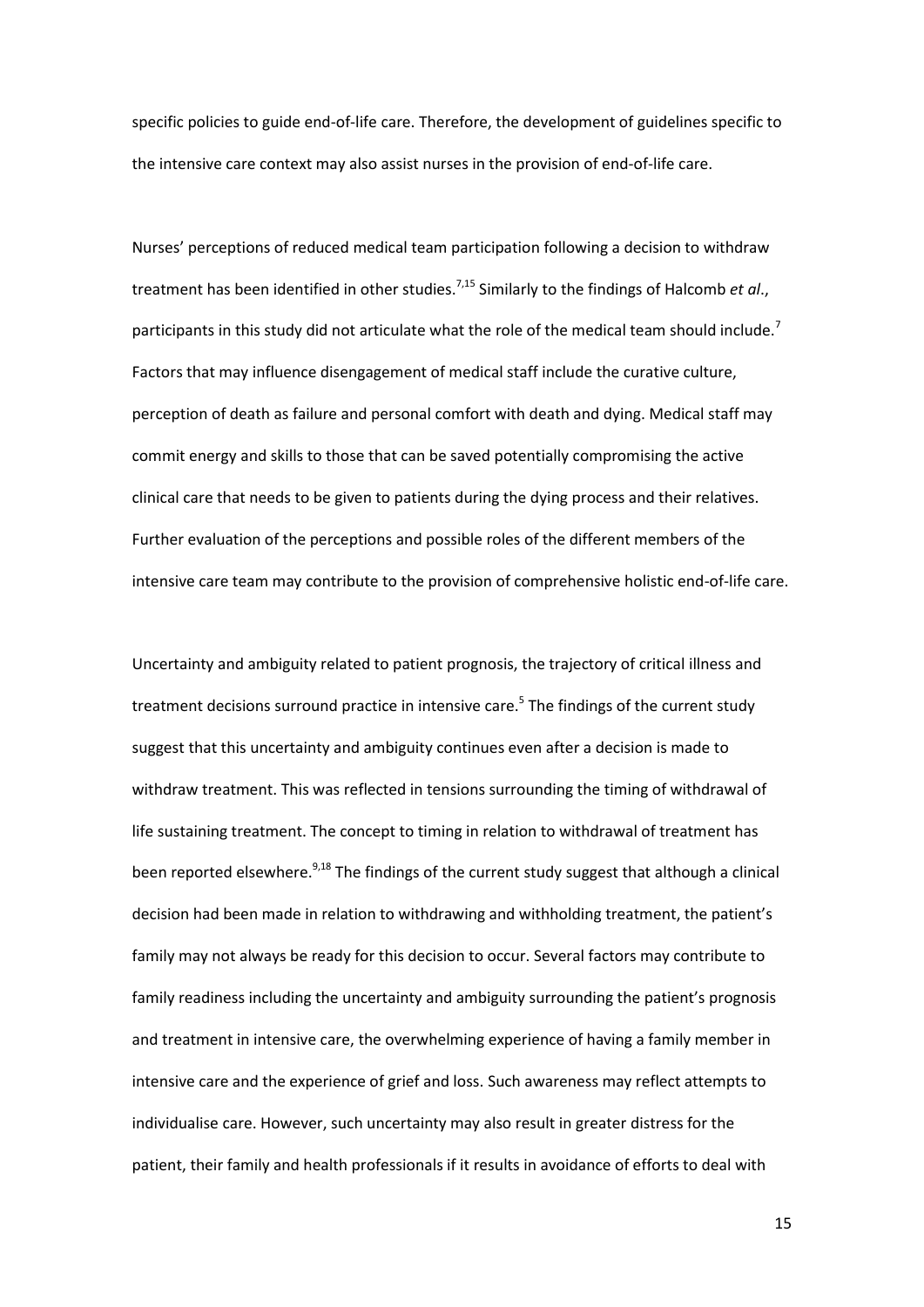specific policies to guide end-of-life care. Therefore, the development of guidelines specific to the intensive care context may also assist nurses in the provision of end-of-life care.

Nurses' perceptions of reduced medical team participation following a decision to withdraw treatment has been identified in other studies.[7,15] Similarly to the findings of Halcomb *et al*., participants in this study did not articulate what the role of the medical team should include.[7] Factors that may influence disengagement of medical staff include the curative culture, perception of death as failure and personal comfort with death and dying. Medical staff may commit energy and skills to those that can be saved potentially compromising the active clinical care that needs to be given to patients during the dying process and their relatives. Further evaluation of the perceptions and possible roles of the different members of the intensive care team may contribute to the provision of comprehensive holistic end-of-life care.

Uncertainty and ambiguity related to patient prognosis, the trajectory of critical illness and treatment decisions surround practice in intensive care.[5] The findings of the current study suggest that this uncertainty and ambiguity continues even after a decision is made to withdraw treatment. This was reflected in tensions surrounding the timing of withdrawal of life sustaining treatment. The concept to timing in relation to withdrawal of treatment has been reported elsewhere.[9,18] The findings of the current study suggest that although a clinical decision had been made in relation to withdrawing and withholding treatment, the patient's family may not always be ready for this decision to occur. Several factors may contribute to family readiness including the uncertainty and ambiguity surrounding the patient's prognosis and treatment in intensive care, the overwhelming experience of having a family member in intensive care and the experience of grief and loss. Such awareness may reflect attempts to individualise care. However, such uncertainty may also result in greater distress for the patient, their family and health professionals if it results in avoidance of efforts to deal with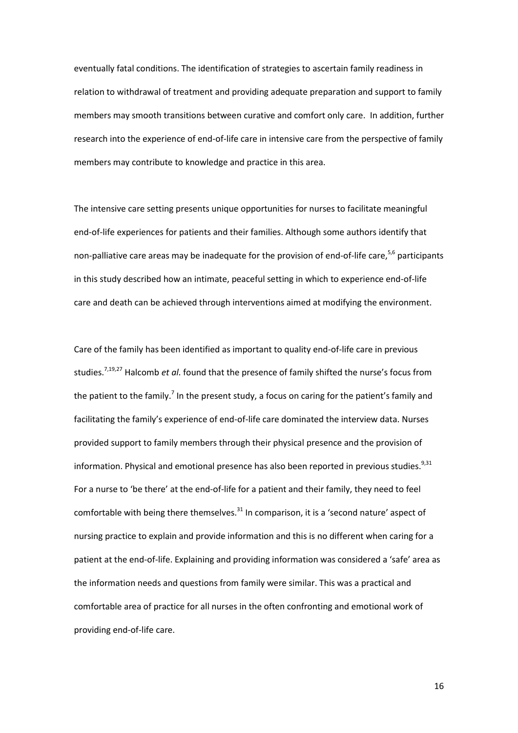eventually fatal conditions. The identification of strategies to ascertain family readiness in relation to withdrawal of treatment and providing adequate preparation and support to family members may smooth transitions between curative and comfort only care. In addition, further research into the experience of end-of-life care in intensive care from the perspective of family members may contribute to knowledge and practice in this area.

The intensive care setting presents unique opportunities for nurses to facilitate meaningful end-of-life experiences for patients and their families. Although some authors identify that non-palliative care areas may be inadequate for the provision of end-of-life care,[5,6] participants in this study described how an intimate, peaceful setting in which to experience end-of-life care and death can be achieved through interventions aimed at modifying the environment.

Care of the family has been identified as important to quality end-of-life care in previous studies.[7,19,27] Halcomb *et al*. found that the presence of family shifted the nurse's focus from the patient to the family.[7] In the present study, a focus on caring for the patient's family and facilitating the family's experience of end-of-life care dominated the interview data. Nurses provided support to family members through their physical presence and the provision of information. Physical and emotional presence has also been reported in previous studies.[9,31] For a nurse to 'be there' at the end-of-life for a patient and their family, they need to feel comfortable with being there themselves.[31] In comparison, it is a 'second nature' aspect of nursing practice to explain and provide information and this is no different when caring for a patient at the end-of-life. Explaining and providing information was considered a 'safe' area as the information needs and questions from family were similar. This was a practical and comfortable area of practice for all nurses in the often confronting and emotional work of providing end-of-life care.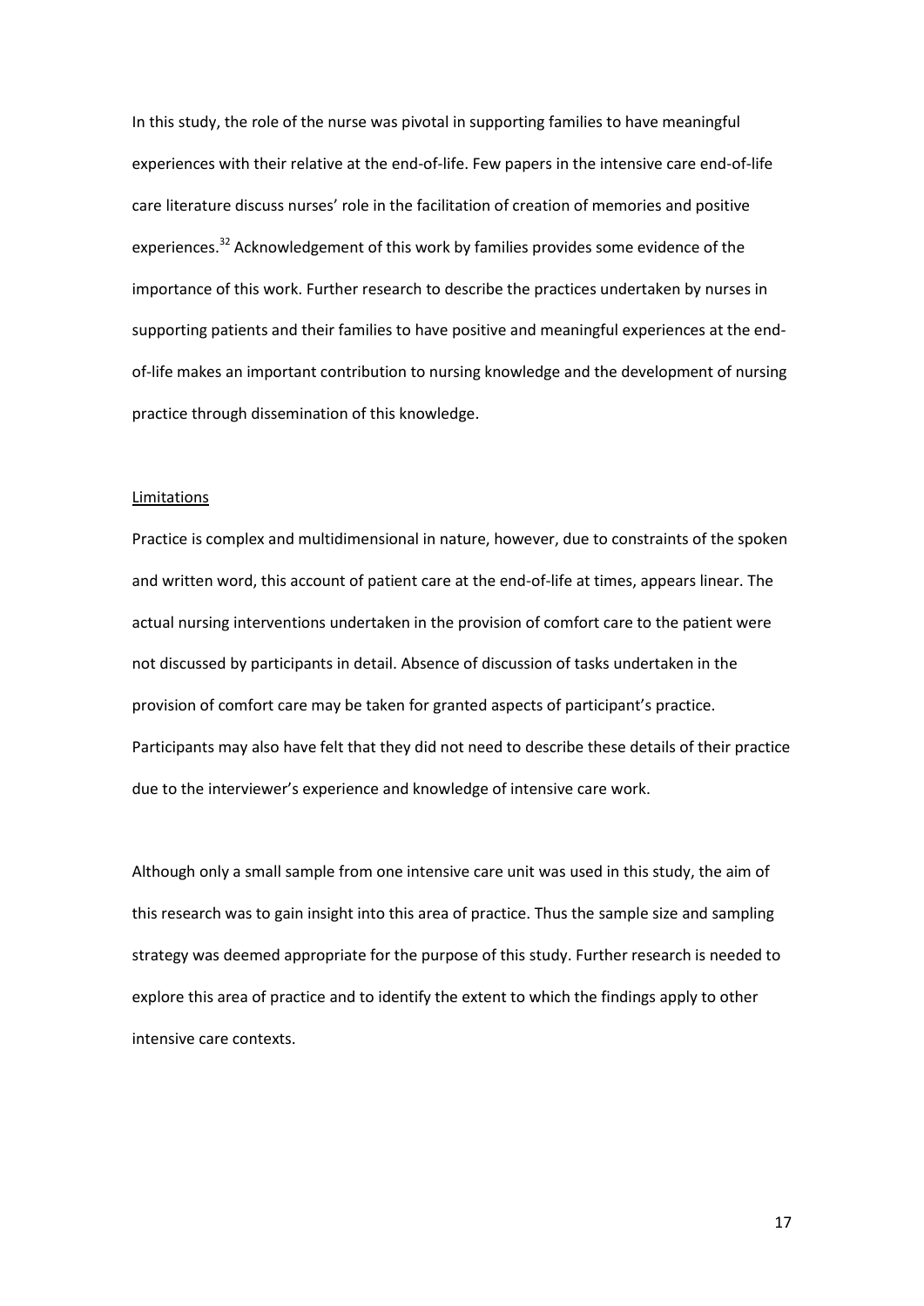In this study, the role of the nurse was pivotal in supporting families to have meaningful experiences with their relative at the end-of-life. Few papers in the intensive care end-of-life care literature discuss nurses' role in the facilitation of creation of memories and positive experiences.[32] Acknowledgement of this work by families provides some evidence of the importance of this work. Further research to describe the practices undertaken by nurses in supporting patients and their families to have positive and meaningful experiences at the end-of-life makes an important contribution to nursing knowledge and the development of nursing practice through dissemination of this knowledge.

Limitations

Practice is complex and multidimensional in nature, however, due to constraints of the spoken and written word, this account of patient care at the end-of-life at times, appears linear. The actual nursing interventions undertaken in the provision of comfort care to the patient were not discussed by participants in detail. Absence of discussion of tasks undertaken in the provision of comfort care may be taken for granted aspects of participant's practice. Participants may also have felt that they did not need to describe these details of their practice due to the interviewer's experience and knowledge of intensive care work.

Although only a small sample from one intensive care unit was used in this study, the aim of this research was to gain insight into this area of practice. Thus the sample size and sampling strategy was deemed appropriate for the purpose of this study. Further research is needed to explore this area of practice and to identify the extent to which the findings apply to other intensive care contexts.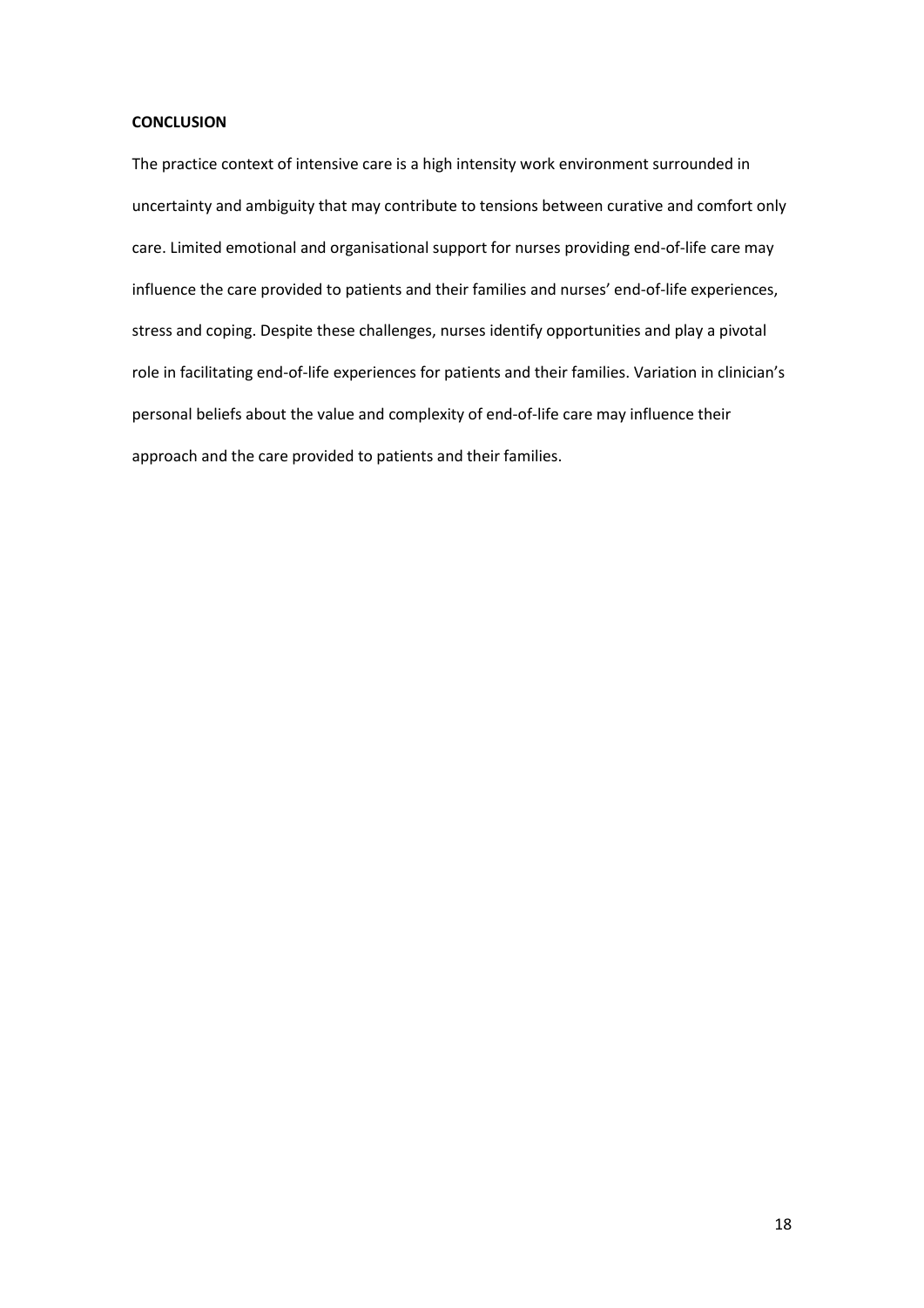**CONCLUSION**

The practice context of intensive care is a high intensity work environment surrounded in uncertainty and ambiguity that may contribute to tensions between curative and comfort only care. Limited emotional and organisational support for nurses providing end-of-life care may influence the care provided to patients and their families and nurses' end-of-life experiences, stress and coping. Despite these challenges, nurses identify opportunities and play a pivotal role in facilitating end-of-life experiences for patients and their families. Variation in clinician's personal beliefs about the value and complexity of end-of-life care may influence their approach and the care provided to patients and their families.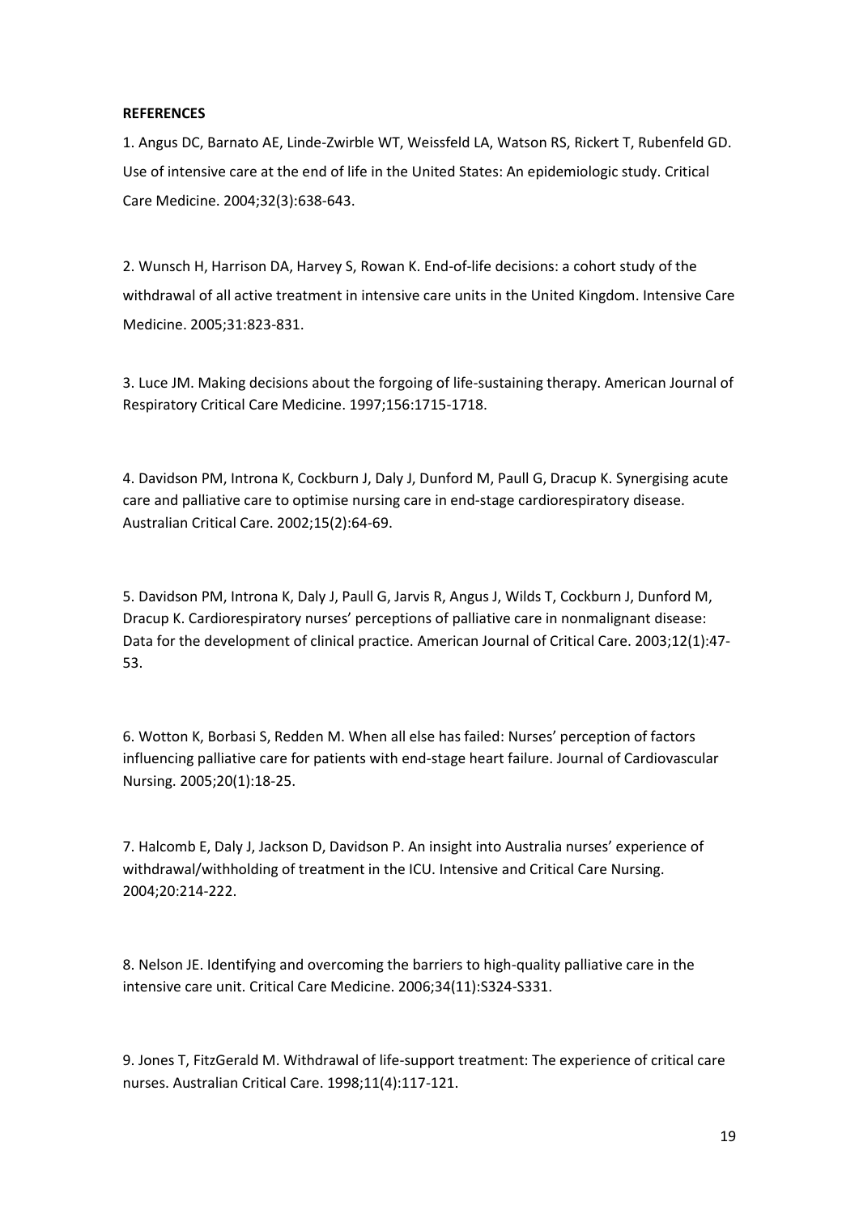**REFERENCES**

1. Angus DC, Barnato AE, Linde-Zwirble WT, Weissfeld LA, Watson RS, Rickert T, Rubenfeld GD. Use of intensive care at the end of life in the United States: An epidemiologic study. Critical Care Medicine. 2004;32(3):638-643.

2. Wunsch H, Harrison DA, Harvey S, Rowan K. End-of-life decisions: a cohort study of the withdrawal of all active treatment in intensive care units in the United Kingdom. Intensive Care Medicine. 2005;31:823-831.

3. Luce JM. Making decisions about the forgoing of life-sustaining therapy. American Journal of Respiratory Critical Care Medicine. 1997;156:1715-1718.

4. Davidson PM, Introna K, Cockburn J, Daly J, Dunford M, Paull G, Dracup K. Synergising acute care and palliative care to optimise nursing care in end-stage cardiorespiratory disease. Australian Critical Care. 2002;15(2):64-69.

5. Davidson PM, Introna K, Daly J, Paull G, Jarvis R, Angus J, Wilds T, Cockburn J, Dunford M, Dracup K. Cardiorespiratory nurses' perceptions of palliative care in nonmalignant disease: Data for the development of clinical practice. American Journal of Critical Care. 2003;12(1):47-53.

6. Wotton K, Borbasi S, Redden M. When all else has failed: Nurses' perception of factors influencing palliative care for patients with end-stage heart failure. Journal of Cardiovascular Nursing. 2005;20(1):18-25.

7. Halcomb E, Daly J, Jackson D, Davidson P. An insight into Australia nurses' experience of withdrawal/withholding of treatment in the ICU. Intensive and Critical Care Nursing. 2004;20:214-222.

8. Nelson JE. Identifying and overcoming the barriers to high-quality palliative care in the intensive care unit. Critical Care Medicine. 2006;34(11):S324-S331.

9. Jones T, FitzGerald M. Withdrawal of life-support treatment: The experience of critical care nurses. Australian Critical Care. 1998;11(4):117-121.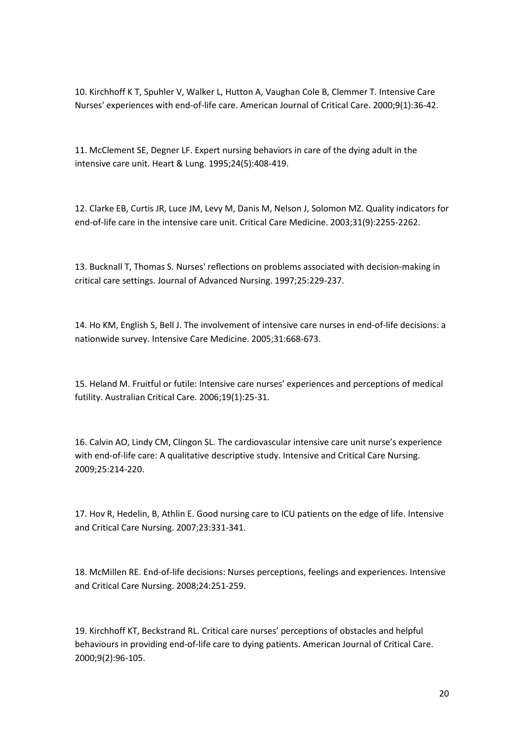10. Kirchhoff K T, Spuhler V, Walker L, Hutton A, Vaughan Cole B, Clemmer T. Intensive Care Nurses' experiences with end-of-life care. American Journal of Critical Care. 2000;9(1):36-42.

11. McClement SE, Degner LF. Expert nursing behaviors in care of the dying adult in the intensive care unit. Heart & Lung. 1995;24(5):408-419.

12. Clarke EB, Curtis JR, Luce JM, Levy M, Danis M, Nelson J, Solomon MZ. Quality indicators for end-of-life care in the intensive care unit. Critical Care Medicine. 2003;31(9):2255-2262.

13. Bucknall T, Thomas S. Nurses' reflections on problems associated with decision-making in critical care settings. Journal of Advanced Nursing. 1997;25:229-237.

14. Ho KM, English S, Bell J. The involvement of intensive care nurses in end-of-life decisions: a nationwide survey. Intensive Care Medicine. 2005;31:668-673.

15. Heland M. Fruitful or futile: Intensive care nurses' experiences and perceptions of medical futility. Australian Critical Care. 2006;19(1):25-31.

16. Calvin AO, Lindy CM, Clingon SL. The cardiovascular intensive care unit nurse's experience with end-of-life care: A qualitative descriptive study. Intensive and Critical Care Nursing. 2009;25:214-220.

17. Hov R, Hedelin, B, Athlin E. Good nursing care to ICU patients on the edge of life. Intensive and Critical Care Nursing. 2007;23:331-341.

18. McMillen RE. End-of-life decisions: Nurses perceptions, feelings and experiences. Intensive and Critical Care Nursing. 2008;24:251-259.

19. Kirchhoff KT, Beckstrand RL. Critical care nurses' perceptions of obstacles and helpful behaviours in providing end-of-life care to dying patients. American Journal of Critical Care. 2000;9(2):96-105.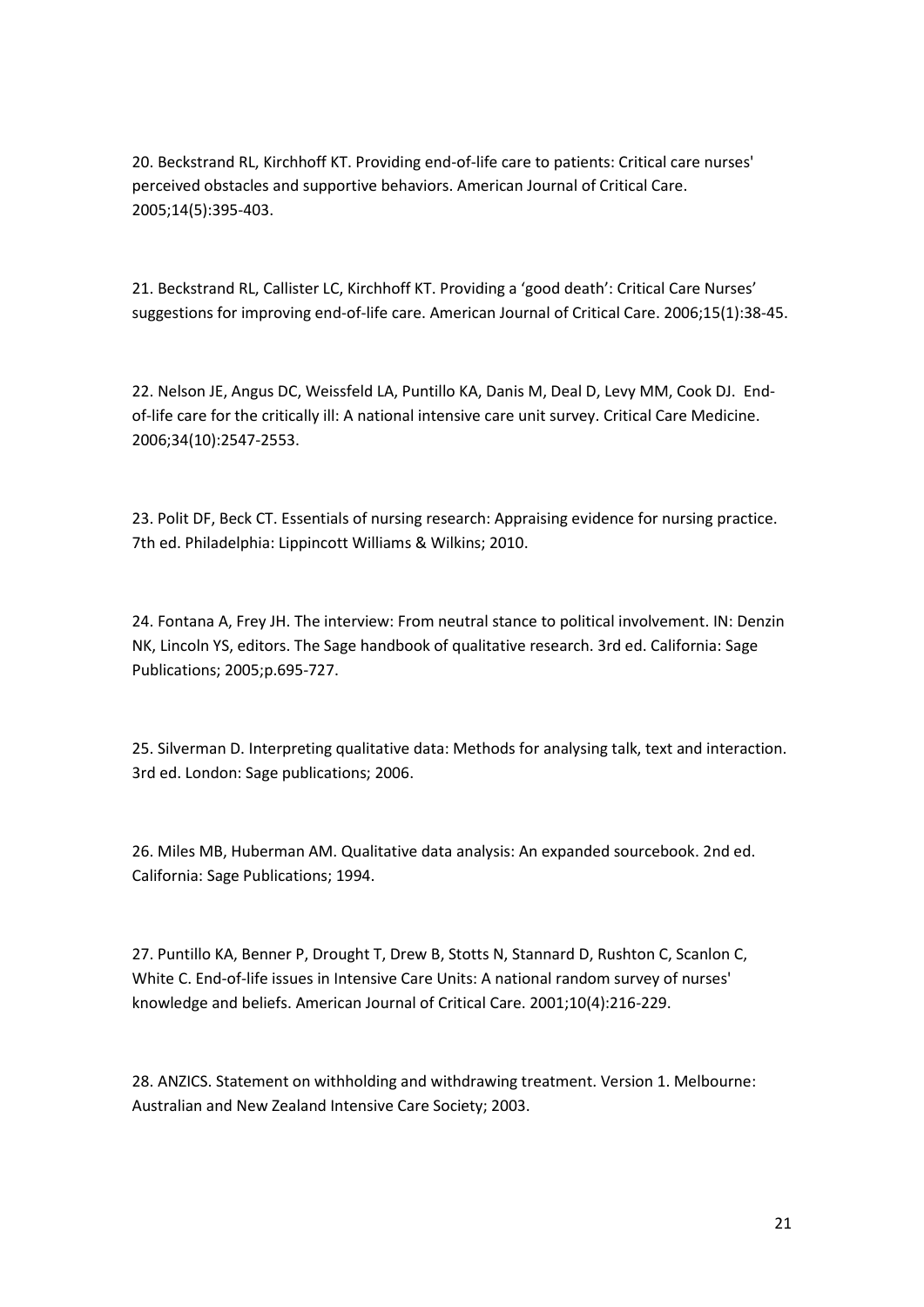20. Beckstrand RL, Kirchhoff KT. Providing end-of-life care to patients: Critical care nurses' perceived obstacles and supportive behaviors. American Journal of Critical Care. 2005;14(5):395-403.

21. Beckstrand RL, Callister LC, Kirchhoff KT. Providing a 'good death': Critical Care Nurses' suggestions for improving end-of-life care. American Journal of Critical Care. 2006;15(1):38-45.

22. Nelson JE, Angus DC, Weissfeld LA, Puntillo KA, Danis M, Deal D, Levy MM, Cook DJ. End-of-life care for the critically ill: A national intensive care unit survey. Critical Care Medicine. 2006;34(10):2547-2553.

23. Polit DF, Beck CT. Essentials of nursing research: Appraising evidence for nursing practice. 7th ed. Philadelphia: Lippincott Williams & Wilkins; 2010.

24. Fontana A, Frey JH. The interview: From neutral stance to political involvement. IN: Denzin NK, Lincoln YS, editors. The Sage handbook of qualitative research. 3rd ed. California: Sage Publications; 2005;p.695-727.

25. Silverman D. Interpreting qualitative data: Methods for analysing talk, text and interaction. 3rd ed. London: Sage publications; 2006.

26. Miles MB, Huberman AM. Qualitative data analysis: An expanded sourcebook. 2nd ed. California: Sage Publications; 1994.

27. Puntillo KA, Benner P, Drought T, Drew B, Stotts N, Stannard D, Rushton C, Scanlon C, White C. End-of-life issues in Intensive Care Units: A national random survey of nurses' knowledge and beliefs. American Journal of Critical Care. 2001;10(4):216-229.

28. ANZICS. Statement on withholding and withdrawing treatment. Version 1. Melbourne: Australian and New Zealand Intensive Care Society; 2003.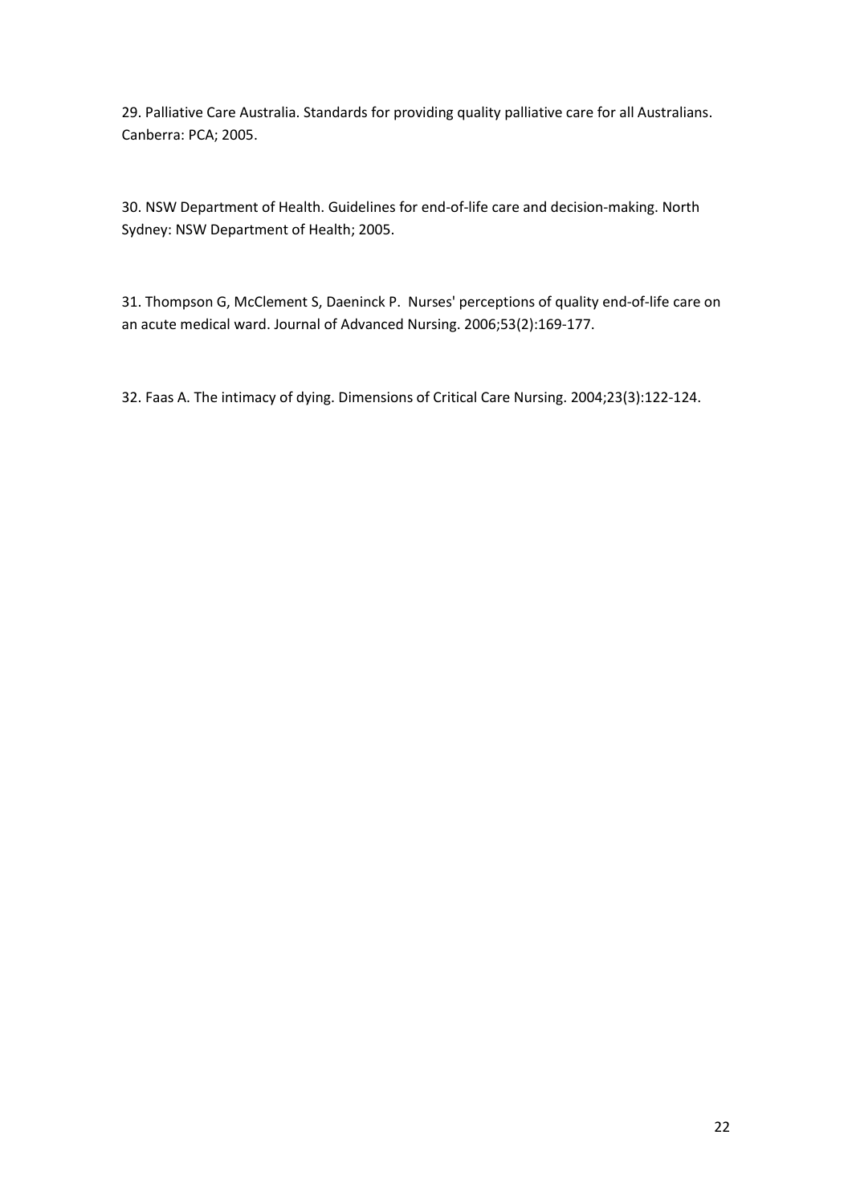29. Palliative Care Australia. Standards for providing quality palliative care for all Australians. Canberra: PCA; 2005.

30. NSW Department of Health. Guidelines for end-of-life care and decision-making. North Sydney: NSW Department of Health; 2005.

31. Thompson G, McClement S, Daeninck P. Nurses' perceptions of quality end-of-life care on an acute medical ward. Journal of Advanced Nursing. 2006;53(2):169-177.

32. Faas A. The intimacy of dying. Dimensions of Critical Care Nursing. 2004;23(3):122-124.